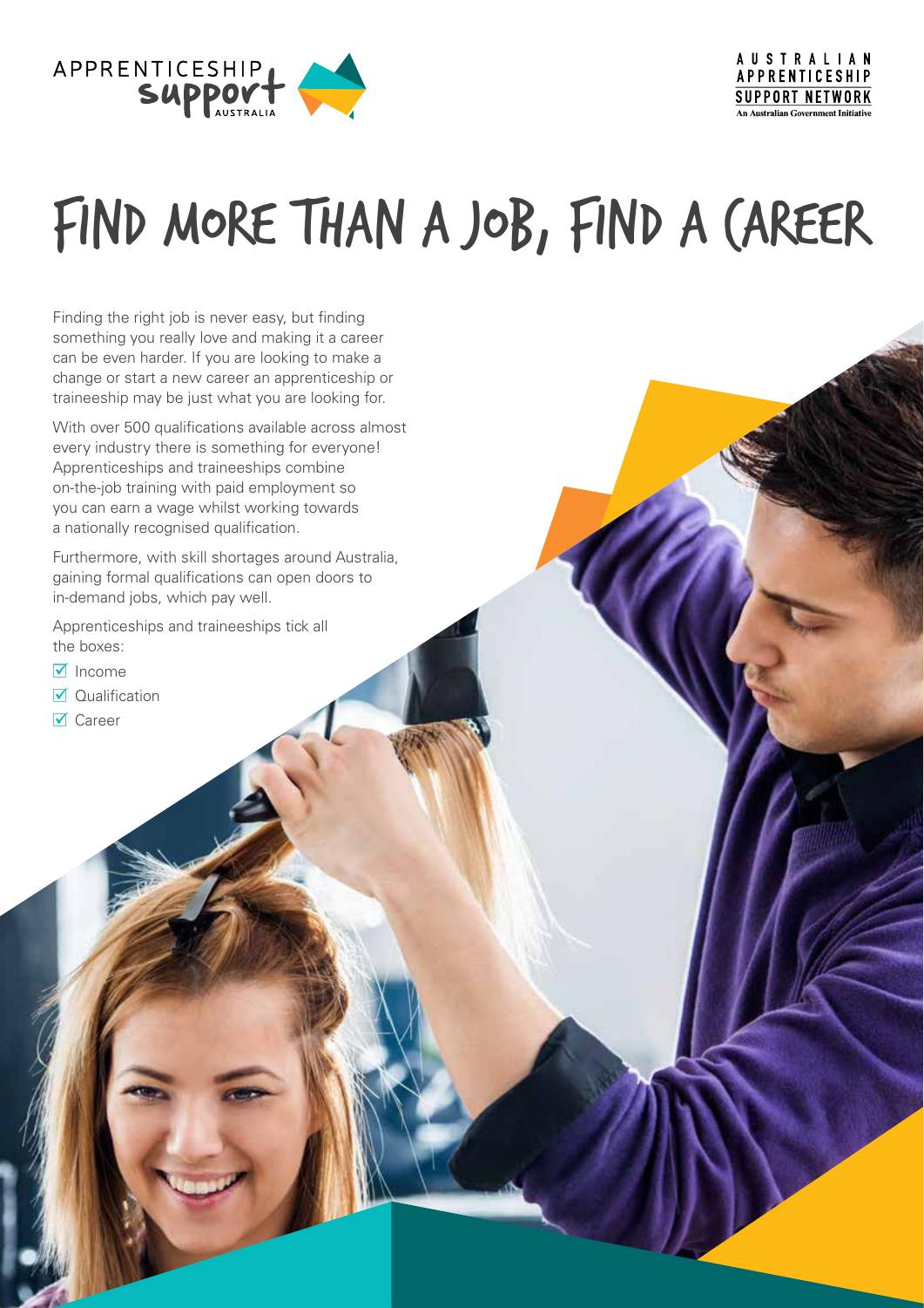APPRENTICESHIP support AUSTRALIA

AUSTRALIAN APPRENTICESHIP SUPPORT NETWORK
An Australian Government Initiative

# FIND MORE THAN A JOB, FIND A CAREER

Finding the right job is never easy, but finding something you really love and making it a career can be even harder. If you are looking to make a change or start a new career an apprenticeship or traineeship may be just what you are looking for.

With over 500 qualifications available across almost every industry there is something for everyone! Apprenticeships and traineeships combine on-the-job training with paid employment so you can earn a wage whilst working towards a nationally recognised qualification.

Furthermore, with skill shortages around Australia, gaining formal qualifications can open doors to in-demand jobs, which pay well.

Apprenticeships and traineeships tick all the boxes:

- [x] Income
- [x] Qualification
- [x] Career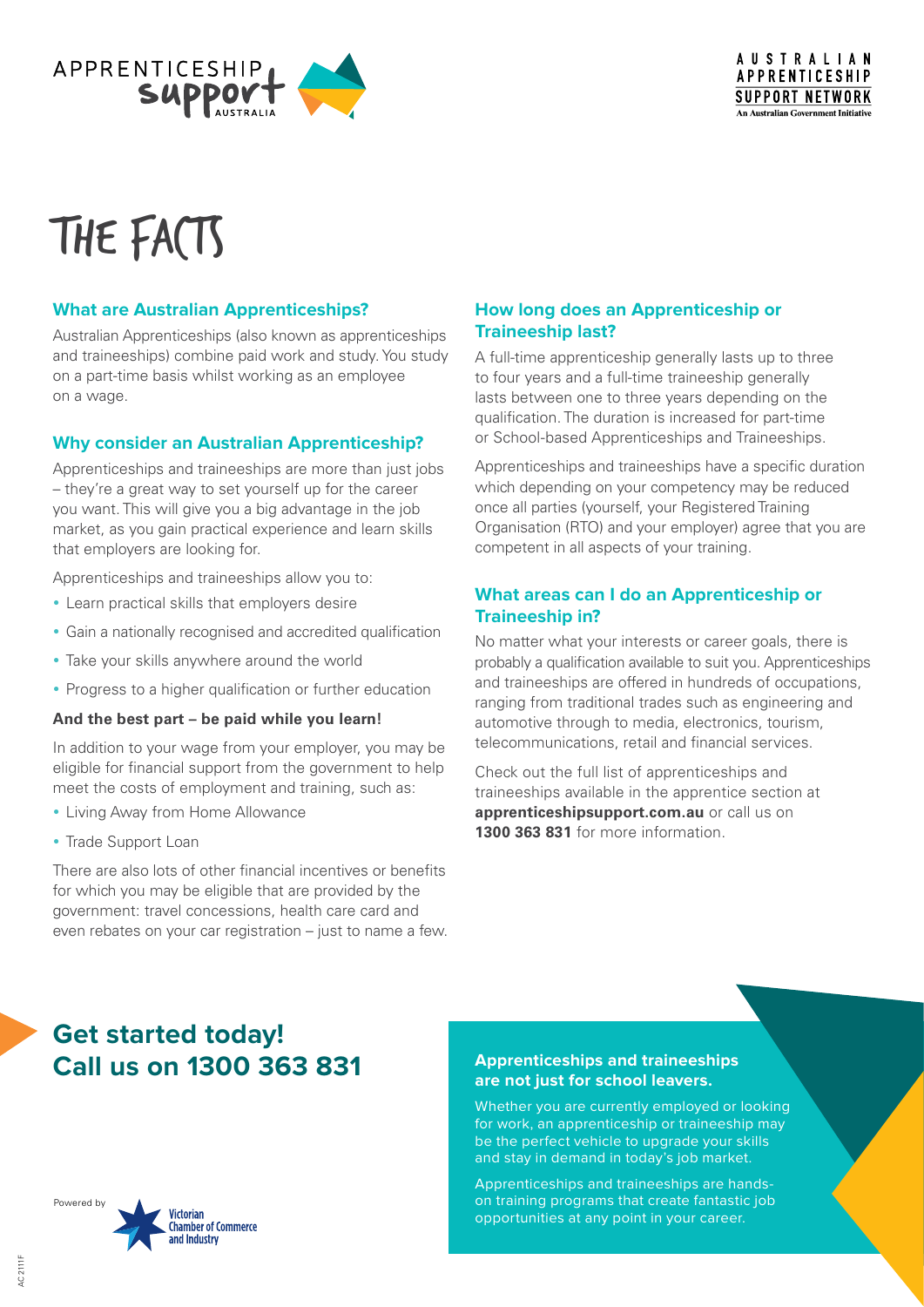APPRENTICESHIP support AUSTRALIA

AUSTRALIAN APPRENTICESHIP SUPPORT NETWORK
An Australian Government Initiative

# THE FACTS

### What are Australian Apprenticeships?

Australian Apprenticeships (also known as apprenticeships and traineeships) combine paid work and study. You study on a part-time basis whilst working as an employee on a wage.

### Why consider an Australian Apprenticeship?

Apprenticeships and traineeships are more than just jobs – they're a great way to set yourself up for the career you want. This will give you a big advantage in the job market, as you gain practical experience and learn skills that employers are looking for.

Apprenticeships and traineeships allow you to:

- Learn practical skills that employers desire
- Gain a nationally recognised and accredited qualification
- Take your skills anywhere around the world
- Progress to a higher qualification or further education

**And the best part – be paid while you learn!**

In addition to your wage from your employer, you may be eligible for financial support from the government to help meet the costs of employment and training, such as:

- Living Away from Home Allowance
- Trade Support Loan

There are also lots of other financial incentives or benefits for which you may be eligible that are provided by the government: travel concessions, health care card and even rebates on your car registration – just to name a few.

### How long does an Apprenticeship or Traineeship last?

A full-time apprenticeship generally lasts up to three to four years and a full-time traineeship generally lasts between one to three years depending on the qualification. The duration is increased for part-time or School-based Apprenticeships and Traineeships.

Apprenticeships and traineeships have a specific duration which depending on your competency may be reduced once all parties (yourself, your Registered Training Organisation (RTO) and your employer) agree that you are competent in all aspects of your training.

### What areas can I do an Apprenticeship or Traineeship in?

No matter what your interests or career goals, there is probably a qualification available to suit you. Apprenticeships and traineeships are offered in hundreds of occupations, ranging from traditional trades such as engineering and automotive through to media, electronics, tourism, telecommunications, retail and financial services.

Check out the full list of apprenticeships and traineeships available in the apprentice section at **apprenticeshipsupport.com.au** or call us on **1300 363 831** for more information.

## Get started today! Call us on 1300 363 831

**Apprenticeships and traineeships are not just for school leavers.**

Whether you are currently employed or looking for work, an apprenticeship or traineeship may be the perfect vehicle to upgrade your skills and stay in demand in today's job market.

Apprenticeships and traineeships are hands-on training programs that create fantastic job opportunities at any point in your career.

Powered by Victorian Chamber of Commerce and Industry

AC 2111 F